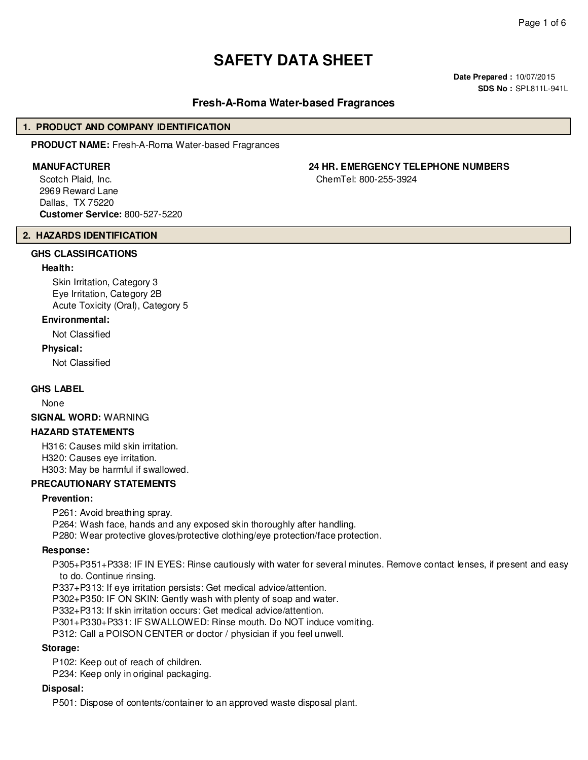# SAFETY DATA SHEET

**Date Prepared :** 10/07/2015
**SDS No :** SPL811L-941L

## Fresh-A-Roma Water-based Fragrances

## 1. PRODUCT AND COMPANY IDENTIFICATION

**PRODUCT NAME:** Fresh-A-Roma Water-based Fragrances

**MANUFACTURER**

Scotch Plaid, Inc.
2969 Reward Lane
Dallas, TX 75220
**Customer Service:** 800-527-5220

**24 HR. EMERGENCY TELEPHONE NUMBERS**

ChemTel: 800-255-3924

## 2. HAZARDS IDENTIFICATION

### GHS CLASSIFICATIONS

**Health:**

Skin Irritation, Category 3
Eye Irritation, Category 2B
Acute Toxicity (Oral), Category 5

**Environmental:**

Not Classified

**Physical:**

Not Classified

### GHS LABEL

None

**SIGNAL WORD:** WARNING

### HAZARD STATEMENTS

H316: Causes mild skin irritation.
H320: Causes eye irritation.
H303: May be harmful if swallowed.

### PRECAUTIONARY STATEMENTS

**Prevention:**

P261: Avoid breathing spray.
P264: Wash face, hands and any exposed skin thoroughly after handling.
P280: Wear protective gloves/protective clothing/eye protection/face protection.

**Response:**

P305+P351+P338: IF IN EYES: Rinse cautiously with water for several minutes. Remove contact lenses, if present and easy to do. Continue rinsing.
P337+P313: If eye irritation persists: Get medical advice/attention.
P302+P350: IF ON SKIN: Gently wash with plenty of soap and water.
P332+P313: If skin irritation occurs: Get medical advice/attention.
P301+P330+P331: IF SWALLOWED: Rinse mouth. Do NOT induce vomiting.
P312: Call a POISON CENTER or doctor / physician if you feel unwell.

**Storage:**

P102: Keep out of reach of children.
P234: Keep only in original packaging.

**Disposal:**

P501: Dispose of contents/container to an approved waste disposal plant.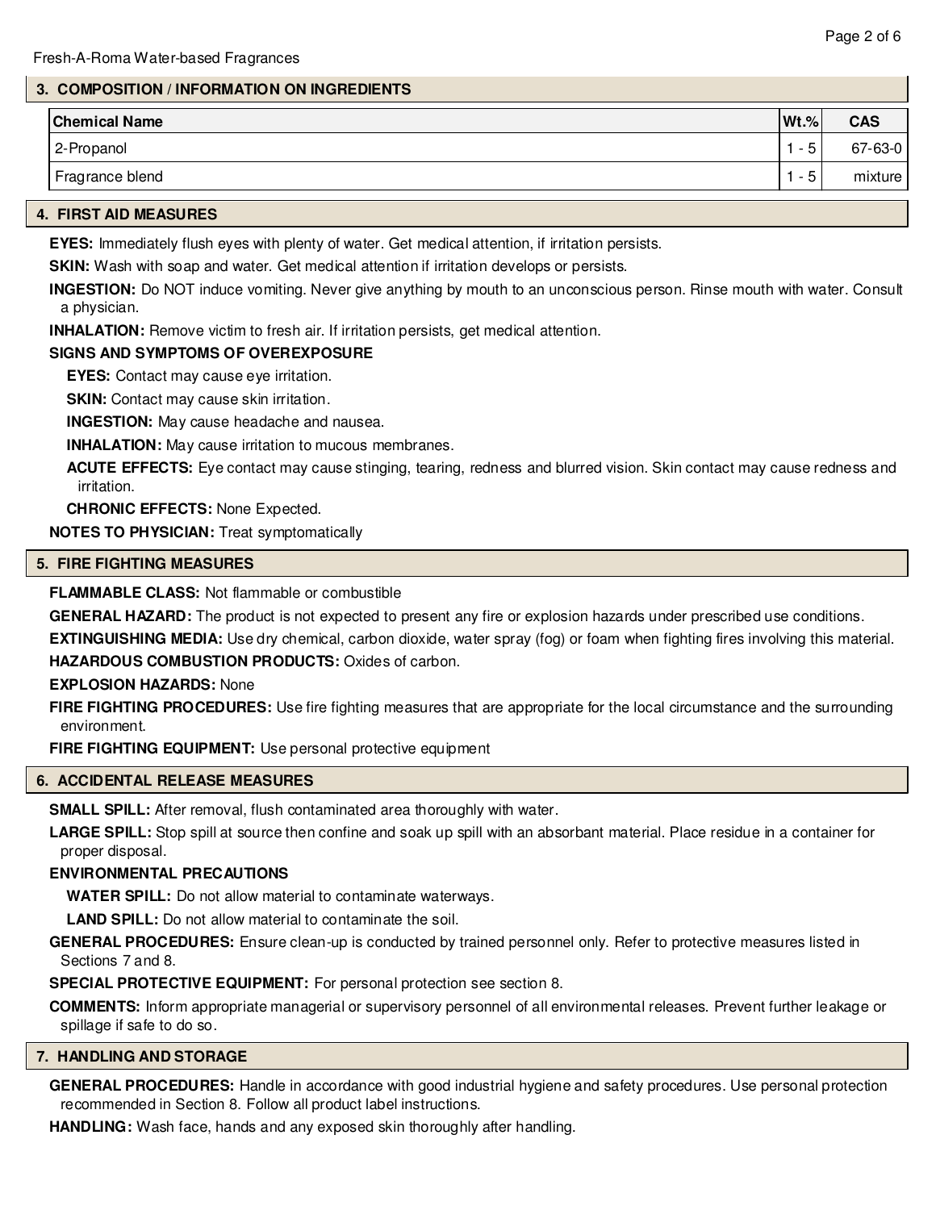## 3. COMPOSITION / INFORMATION ON INGREDIENTS

| Chemical Name | Wt.% | CAS |
|---|---|---|
| 2-Propanol | 1 - 5 | 67-63-0 |
| Fragrance blend | 1 - 5 | mixture |

## 4. FIRST AID MEASURES

**EYES:** Immediately flush eyes with plenty of water. Get medical attention, if irritation persists.

**SKIN:** Wash with soap and water. Get medical attention if irritation develops or persists.

**INGESTION:** Do NOT induce vomiting. Never give anything by mouth to an unconscious person. Rinse mouth with water. Consult a physician.

**INHALATION:** Remove victim to fresh air. If irritation persists, get medical attention.

**SIGNS AND SYMPTOMS OF OVEREXPOSURE**

**EYES:** Contact may cause eye irritation.

**SKIN:** Contact may cause skin irritation.

**INGESTION:** May cause headache and nausea.

**INHALATION:** May cause irritation to mucous membranes.

**ACUTE EFFECTS:** Eye contact may cause stinging, tearing, redness and blurred vision. Skin contact may cause redness and irritation.

**CHRONIC EFFECTS:** None Expected.

**NOTES TO PHYSICIAN:** Treat symptomatically

## 5. FIRE FIGHTING MEASURES

**FLAMMABLE CLASS:** Not flammable or combustible

**GENERAL HAZARD:** The product is not expected to present any fire or explosion hazards under prescribed use conditions.

**EXTINGUISHING MEDIA:** Use dry chemical, carbon dioxide, water spray (fog) or foam when fighting fires involving this material.

**HAZARDOUS COMBUSTION PRODUCTS:** Oxides of carbon.

**EXPLOSION HAZARDS:** None

**FIRE FIGHTING PROCEDURES:** Use fire fighting measures that are appropriate for the local circumstance and the surrounding environment.

**FIRE FIGHTING EQUIPMENT:** Use personal protective equipment

## 6. ACCIDENTAL RELEASE MEASURES

**SMALL SPILL:** After removal, flush contaminated area thoroughly with water.

**LARGE SPILL:** Stop spill at source then confine and soak up spill with an absorbant material. Place residue in a container for proper disposal.

**ENVIRONMENTAL PRECAUTIONS**

**WATER SPILL:** Do not allow material to contaminate waterways.

**LAND SPILL:** Do not allow material to contaminate the soil.

**GENERAL PROCEDURES:** Ensure clean-up is conducted by trained personnel only. Refer to protective measures listed in Sections 7 and 8.

**SPECIAL PROTECTIVE EQUIPMENT:** For personal protection see section 8.

**COMMENTS:** Inform appropriate managerial or supervisory personnel of all environmental releases. Prevent further leakage or spillage if safe to do so.

## 7. HANDLING AND STORAGE

**GENERAL PROCEDURES:** Handle in accordance with good industrial hygiene and safety procedures. Use personal protection recommended in Section 8. Follow all product label instructions.

**HANDLING:** Wash face, hands and any exposed skin thoroughly after handling.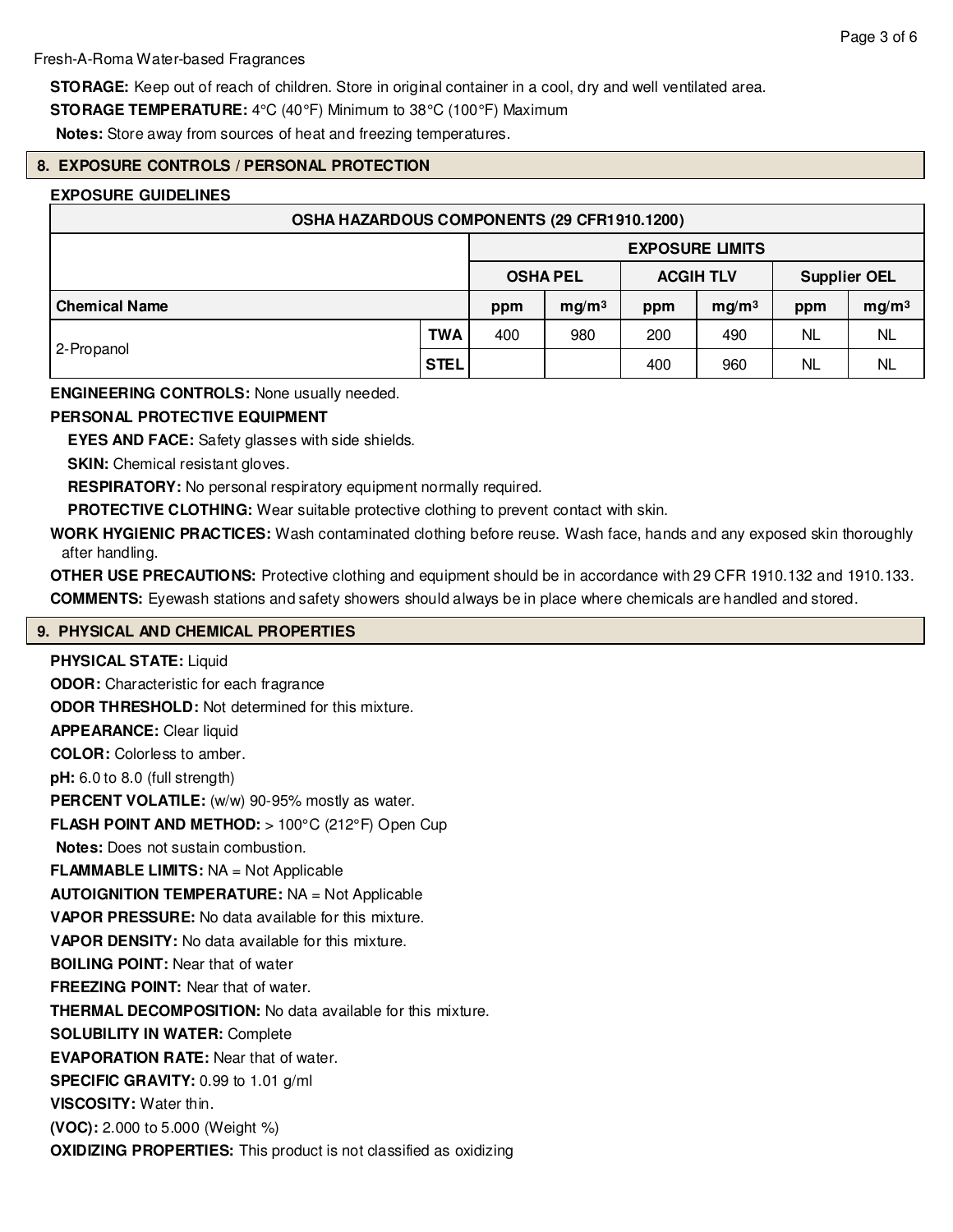**STORAGE:** Keep out of reach of children. Store in original container in a cool, dry and well ventilated area.

**STORAGE TEMPERATURE:** 4°C (40°F) Minimum to 38°C (100°F) Maximum

**Notes:** Store away from sources of heat and freezing temperatures.

## 8. EXPOSURE CONTROLS / PERSONAL PROTECTION

**EXPOSURE GUIDELINES**

| OSHA HAZARDOUS COMPONENTS (29 CFR1910.1200) | | | | | | | |
|---|---|---|---|---|---|---|---|
| | | EXPOSURE LIMITS | | | | | |
| | | OSHA PEL | | ACGIH TLV | | Supplier OEL | |
| **Chemical Name** | | ppm | mg/m³ | ppm | mg/m³ | ppm | mg/m³ |
| 2-Propanol | TWA | 400 | 980 | 200 | 490 | NL | NL |
| | STEL | | | 400 | 960 | NL | NL |

**ENGINEERING CONTROLS:** None usually needed.

**PERSONAL PROTECTIVE EQUIPMENT**

**EYES AND FACE:** Safety glasses with side shields.

**SKIN:** Chemical resistant gloves.

**RESPIRATORY:** No personal respiratory equipment normally required.

**PROTECTIVE CLOTHING:** Wear suitable protective clothing to prevent contact with skin.

**WORK HYGIENIC PRACTICES:** Wash contaminated clothing before reuse. Wash face, hands and any exposed skin thoroughly after handling.

**OTHER USE PRECAUTIONS:** Protective clothing and equipment should be in accordance with 29 CFR 1910.132 and 1910.133.

**COMMENTS:** Eyewash stations and safety showers should always be in place where chemicals are handled and stored.

## 9. PHYSICAL AND CHEMICAL PROPERTIES

**PHYSICAL STATE:** Liquid

**ODOR:** Characteristic for each fragrance

**ODOR THRESHOLD:** Not determined for this mixture.

**APPEARANCE:** Clear liquid

**COLOR:** Colorless to amber.

**pH:** 6.0 to 8.0 (full strength)

**PERCENT VOLATILE:** (w/w) 90-95% mostly as water.

**FLASH POINT AND METHOD:** > 100°C (212°F) Open Cup

**Notes:** Does not sustain combustion.

**FLAMMABLE LIMITS:** NA = Not Applicable

**AUTOIGNITION TEMPERATURE:** NA = Not Applicable

**VAPOR PRESSURE:** No data available for this mixture.

**VAPOR DENSITY:** No data available for this mixture.

**BOILING POINT:** Near that of water

**FREEZING POINT:** Near that of water.

**THERMAL DECOMPOSITION:** No data available for this mixture.

**SOLUBILITY IN WATER:** Complete

**EVAPORATION RATE:** Near that of water.

**SPECIFIC GRAVITY:** 0.99 to 1.01 g/ml

**VISCOSITY:** Water thin.

**(VOC):** 2.000 to 5.000 (Weight %)

**OXIDIZING PROPERTIES:** This product is not classified as oxidizing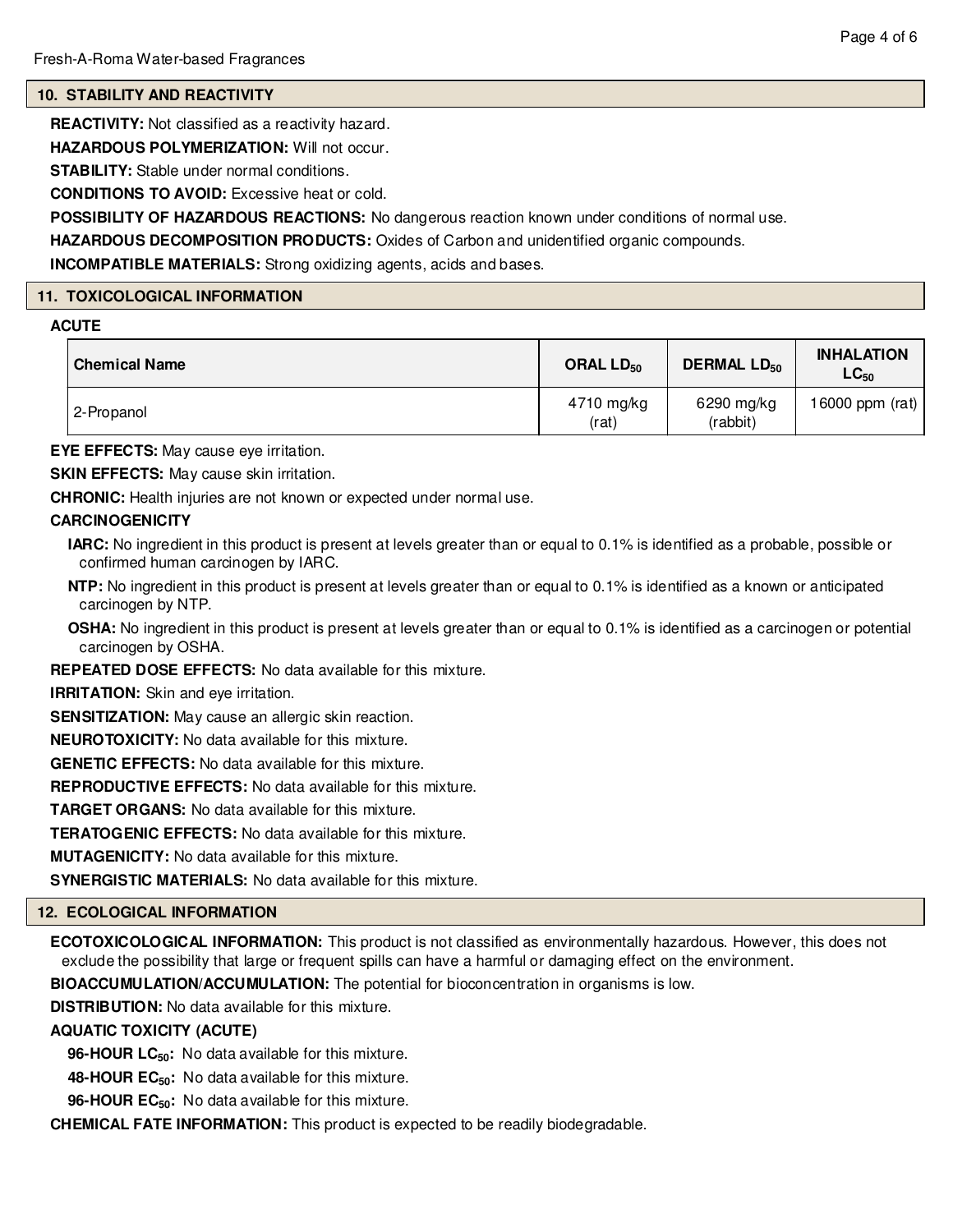## 10. STABILITY AND REACTIVITY

**REACTIVITY:** Not classified as a reactivity hazard.

**HAZARDOUS POLYMERIZATION:** Will not occur.

**STABILITY:** Stable under normal conditions.

**CONDITIONS TO AVOID:** Excessive heat or cold.

**POSSIBILITY OF HAZARDOUS REACTIONS:** No dangerous reaction known under conditions of normal use.

**HAZARDOUS DECOMPOSITION PRODUCTS:** Oxides of Carbon and unidentified organic compounds.

**INCOMPATIBLE MATERIALS:** Strong oxidizing agents, acids and bases.

## 11. TOXICOLOGICAL INFORMATION

**ACUTE**

| Chemical Name | ORAL $LD_{50}$ | DERMAL $LD_{50}$ | INHALATION $LC_{50}$ |
|---|---|---|---|
| 2-Propanol | 4710 mg/kg (rat) | 6290 mg/kg (rabbit) | 16000 ppm (rat) |

**EYE EFFECTS:** May cause eye irritation.

**SKIN EFFECTS:** May cause skin irritation.

**CHRONIC:** Health injuries are not known or expected under normal use.

**CARCINOGENICITY**

**IARC:** No ingredient in this product is present at levels greater than or equal to 0.1% is identified as a probable, possible or confirmed human carcinogen by IARC.

**NTP:** No ingredient in this product is present at levels greater than or equal to 0.1% is identified as a known or anticipated carcinogen by NTP.

**OSHA:** No ingredient in this product is present at levels greater than or equal to 0.1% is identified as a carcinogen or potential carcinogen by OSHA.

**REPEATED DOSE EFFECTS:** No data available for this mixture.

**IRRITATION:** Skin and eye irritation.

**SENSITIZATION:** May cause an allergic skin reaction.

**NEUROTOXICITY:** No data available for this mixture.

**GENETIC EFFECTS:** No data available for this mixture.

**REPRODUCTIVE EFFECTS:** No data available for this mixture.

**TARGET ORGANS:** No data available for this mixture.

**TERATOGENIC EFFECTS:** No data available for this mixture.

**MUTAGENICITY:** No data available for this mixture.

**SYNERGISTIC MATERIALS:** No data available for this mixture.

## 12. ECOLOGICAL INFORMATION

**ECOTOXICOLOGICAL INFORMATION:** This product is not classified as environmentally hazardous. However, this does not exclude the possibility that large or frequent spills can have a harmful or damaging effect on the environment.

**BIOACCUMULATION/ACCUMULATION:** The potential for bioconcentration in organisms is low.

**DISTRIBUTION:** No data available for this mixture.

**AQUATIC TOXICITY (ACUTE)**

**96-HOUR $LC_{50}$:** No data available for this mixture.

**48-HOUR $EC_{50}$:** No data available for this mixture.

**96-HOUR $EC_{50}$:** No data available for this mixture.

**CHEMICAL FATE INFORMATION:** This product is expected to be readily biodegradable.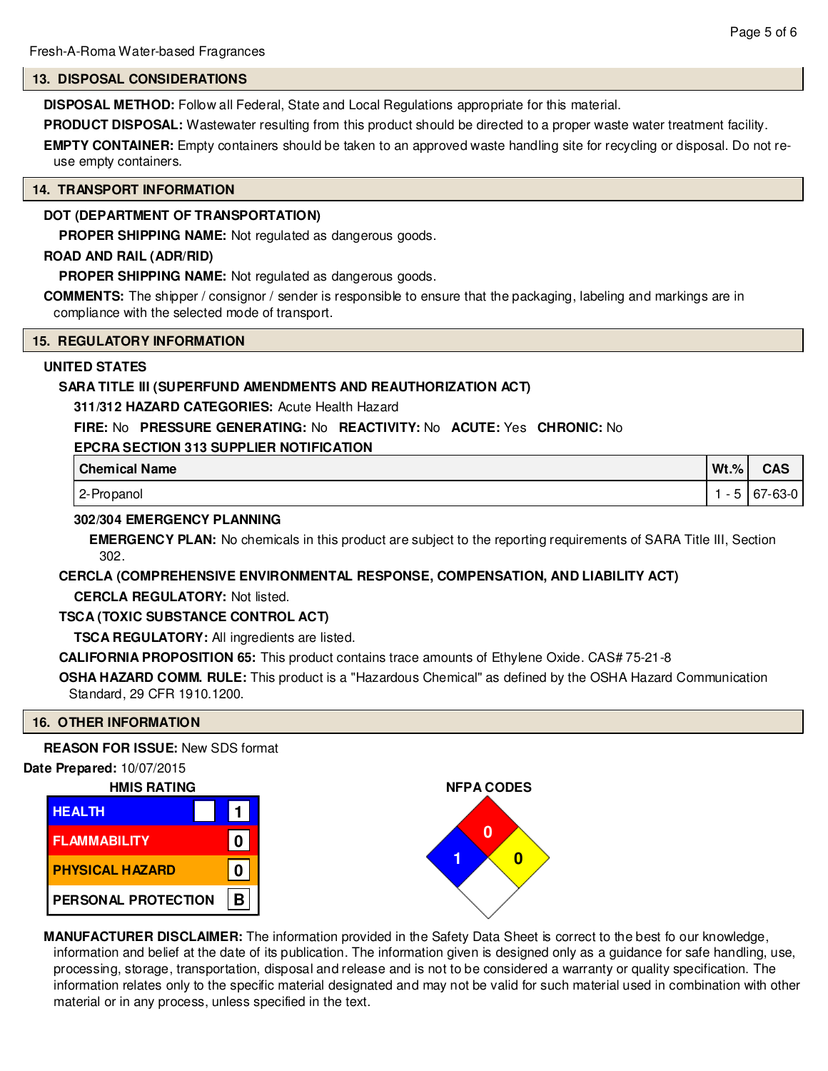## 13. DISPOSAL CONSIDERATIONS

**DISPOSAL METHOD:** Follow all Federal, State and Local Regulations appropriate for this material.

**PRODUCT DISPOSAL:** Wastewater resulting from this product should be directed to a proper waste water treatment facility.

**EMPTY CONTAINER:** Empty containers should be taken to an approved waste handling site for recycling or disposal. Do not re-use empty containers.

## 14. TRANSPORT INFORMATION

**DOT (DEPARTMENT OF TRANSPORTATION)**

**PROPER SHIPPING NAME:** Not regulated as dangerous goods.

**ROAD AND RAIL (ADR/RID)**

**PROPER SHIPPING NAME:** Not regulated as dangerous goods.

**COMMENTS:** The shipper / consignor / sender is responsible to ensure that the packaging, labeling and markings are in compliance with the selected mode of transport.

## 15. REGULATORY INFORMATION

**UNITED STATES**

**SARA TITLE III (SUPERFUND AMENDMENTS AND REAUTHORIZATION ACT)**

**311/312 HAZARD CATEGORIES:** Acute Health Hazard

**FIRE:** No **PRESSURE GENERATING:** No **REACTIVITY:** No **ACUTE:** Yes **CHRONIC:** No

**EPCRA SECTION 313 SUPPLIER NOTIFICATION**

| Chemical Name | Wt.% | CAS |
|---|---|---|
| 2-Propanol | 1 - 5 | 67-63-0 |

**302/304 EMERGENCY PLANNING**

**EMERGENCY PLAN:** No chemicals in this product are subject to the reporting requirements of SARA Title III, Section 302.

**CERCLA (COMPREHENSIVE ENVIRONMENTAL RESPONSE, COMPENSATION, AND LIABILITY ACT)**

**CERCLA REGULATORY:** Not listed.

**TSCA (TOXIC SUBSTANCE CONTROL ACT)**

**TSCA REGULATORY:** All ingredients are listed.

**CALIFORNIA PROPOSITION 65:** This product contains trace amounts of Ethylene Oxide. CAS# 75-21-8

**OSHA HAZARD COMM. RULE:** This product is a "Hazardous Chemical" as defined by the OSHA Hazard Communication Standard, 29 CFR 1910.1200.

## 16. OTHER INFORMATION

**REASON FOR ISSUE:** New SDS format

**Date Prepared:** 10/07/2015

**HMIS RATING**

| | |
|---|---|
| HEALTH | 1 |
| FLAMMABILITY | 0 |
| PHYSICAL HAZARD | 0 |
| PERSONAL PROTECTION | B |

**NFPA CODES**

0

1

0

**MANUFACTURER DISCLAIMER:** The information provided in the Safety Data Sheet is correct to the best fo our knowledge, information and belief at the date of its publication. The information given is designed only as a guidance for safe handling, use, processing, storage, transportation, disposal and release and is not to be considered a warranty or quality specification. The information relates only to the specific material designated and may not be valid for such material used in combination with other material or in any process, unless specified in the text.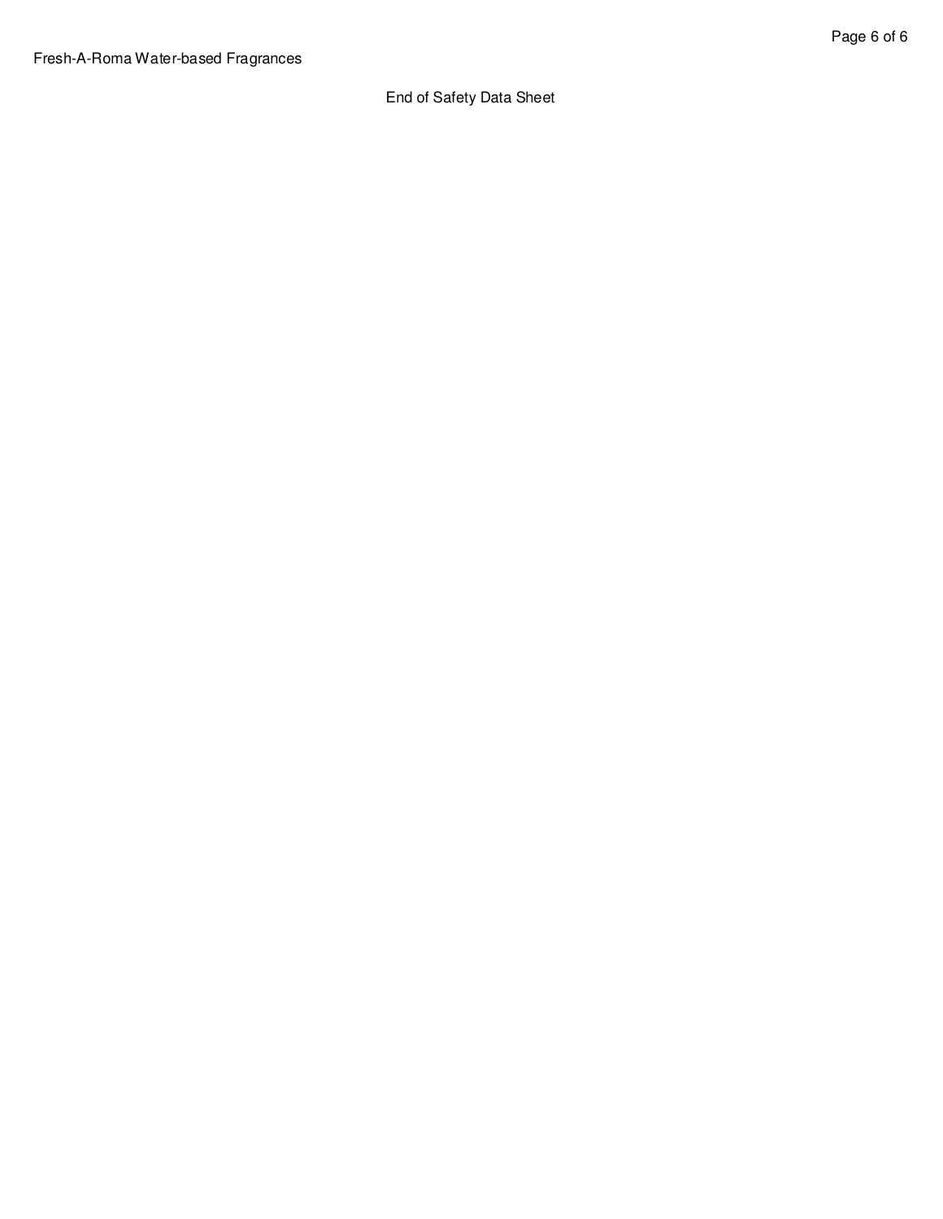End of Safety Data Sheet